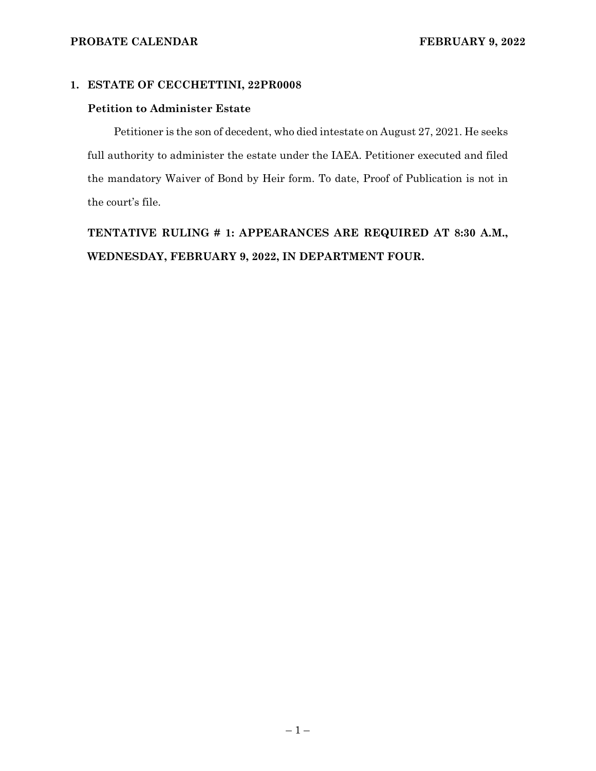**PROBATE CALENDAR FEBRUARY 9, 2022**

## 1. ESTATE OF CECCHETTINI, 22PR0008

### Petition to Administer Estate

Petitioner is the son of decedent, who died intestate on August 27, 2021. He seeks full authority to administer the estate under the IAEA. Petitioner executed and filed the mandatory Waiver of Bond by Heir form. To date, Proof of Publication is not in the court's file.

**TENTATIVE RULING # 1: APPEARANCES ARE REQUIRED AT 8:30 A.M., WEDNESDAY, FEBRUARY 9, 2022, IN DEPARTMENT FOUR.**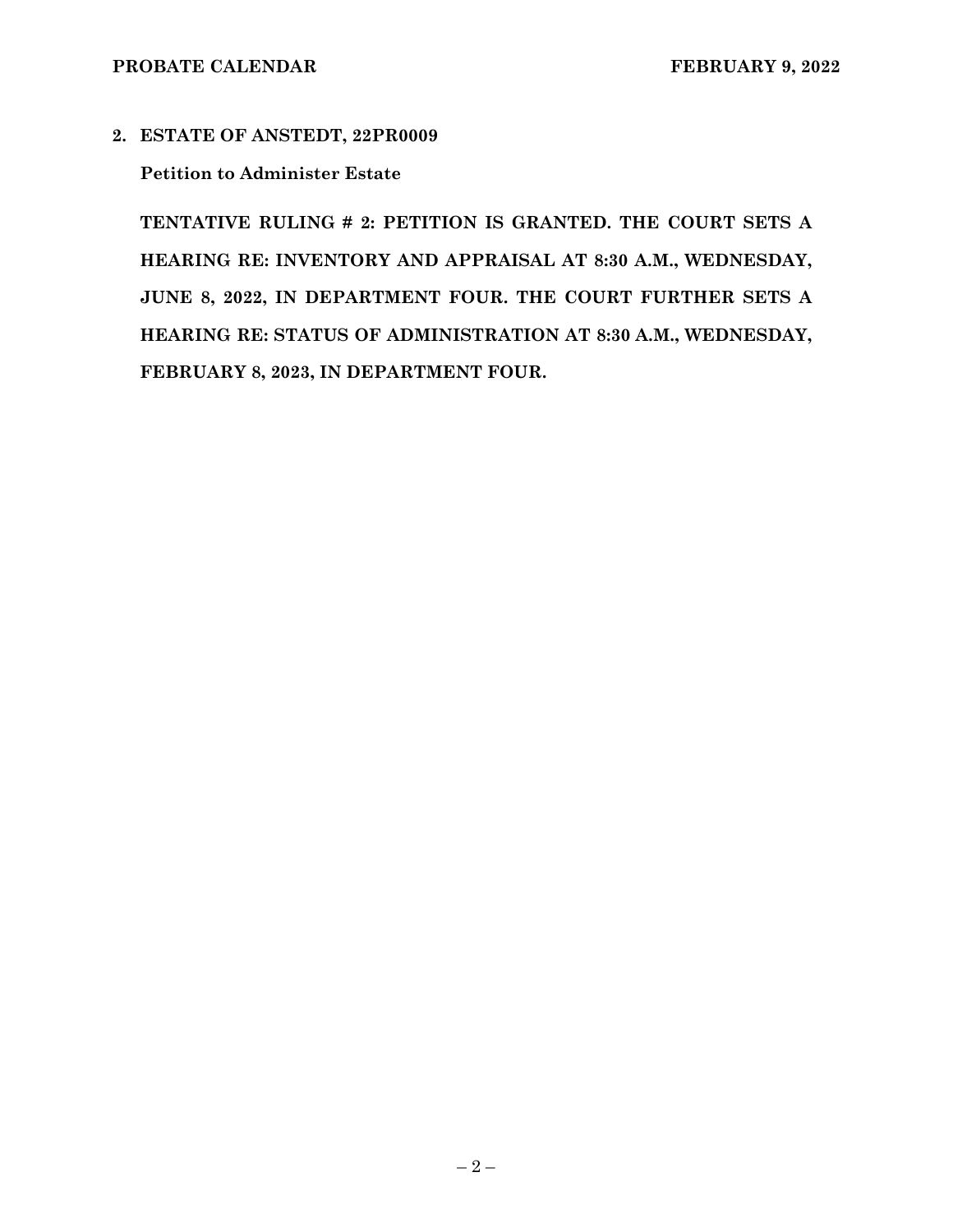**2. ESTATE OF ANSTEDT, 22PR0009**

**Petition to Administer Estate**

**TENTATIVE RULING # 2: PETITION IS GRANTED. THE COURT SETS A HEARING RE: INVENTORY AND APPRAISAL AT 8:30 A.M., WEDNESDAY, JUNE 8, 2022, IN DEPARTMENT FOUR. THE COURT FURTHER SETS A HEARING RE: STATUS OF ADMINISTRATION AT 8:30 A.M., WEDNESDAY, FEBRUARY 8, 2023, IN DEPARTMENT FOUR.**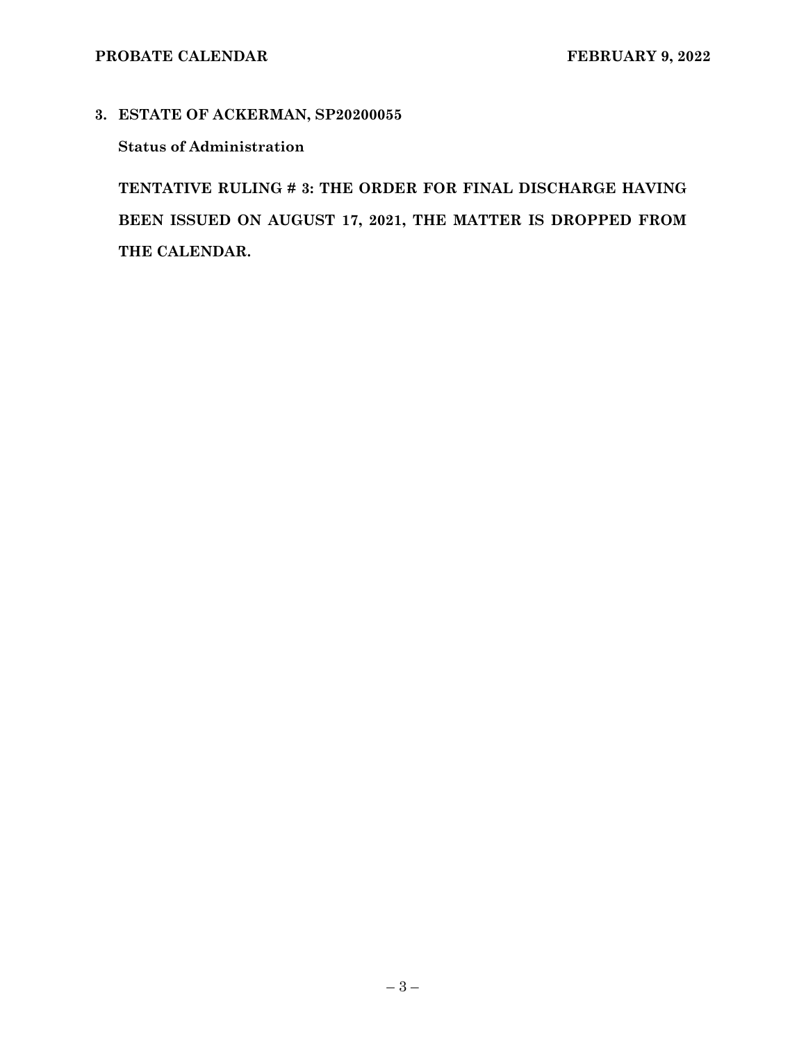## 3. ESTATE OF ACKERMAN, SP20200055

**Status of Administration**

**TENTATIVE RULING # 3: THE ORDER FOR FINAL DISCHARGE HAVING BEEN ISSUED ON AUGUST 17, 2021, THE MATTER IS DROPPED FROM THE CALENDAR.**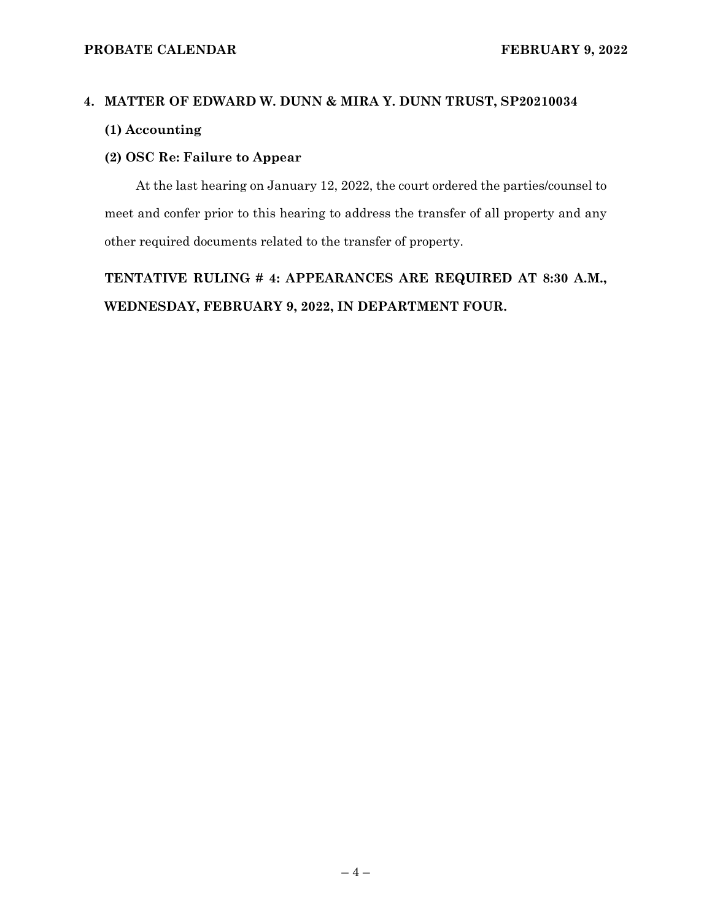## 4. MATTER OF EDWARD W. DUNN & MIRA Y. DUNN TRUST, SP20210034

### (1) Accounting

### (2) OSC Re: Failure to Appear

At the last hearing on January 12, 2022, the court ordered the parties/counsel to meet and confer prior to this hearing to address the transfer of all property and any other required documents related to the transfer of property.

**TENTATIVE RULING # 4: APPEARANCES ARE REQUIRED AT 8:30 A.M., WEDNESDAY, FEBRUARY 9, 2022, IN DEPARTMENT FOUR.**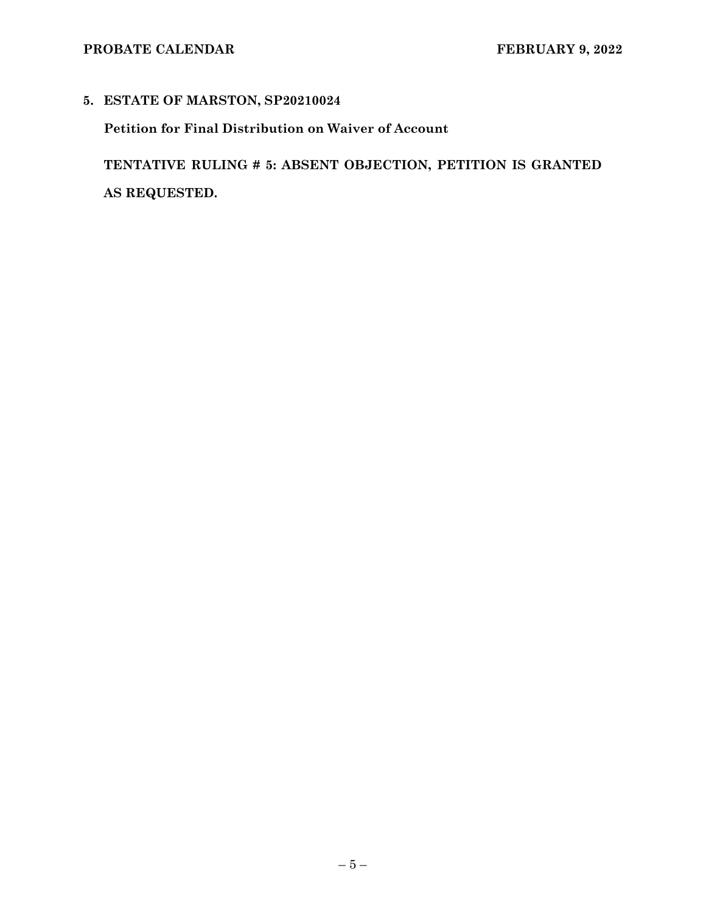**5. ESTATE OF MARSTON, SP20210024**

**Petition for Final Distribution on Waiver of Account**

**TENTATIVE RULING # 5: ABSENT OBJECTION, PETITION IS GRANTED AS REQUESTED.**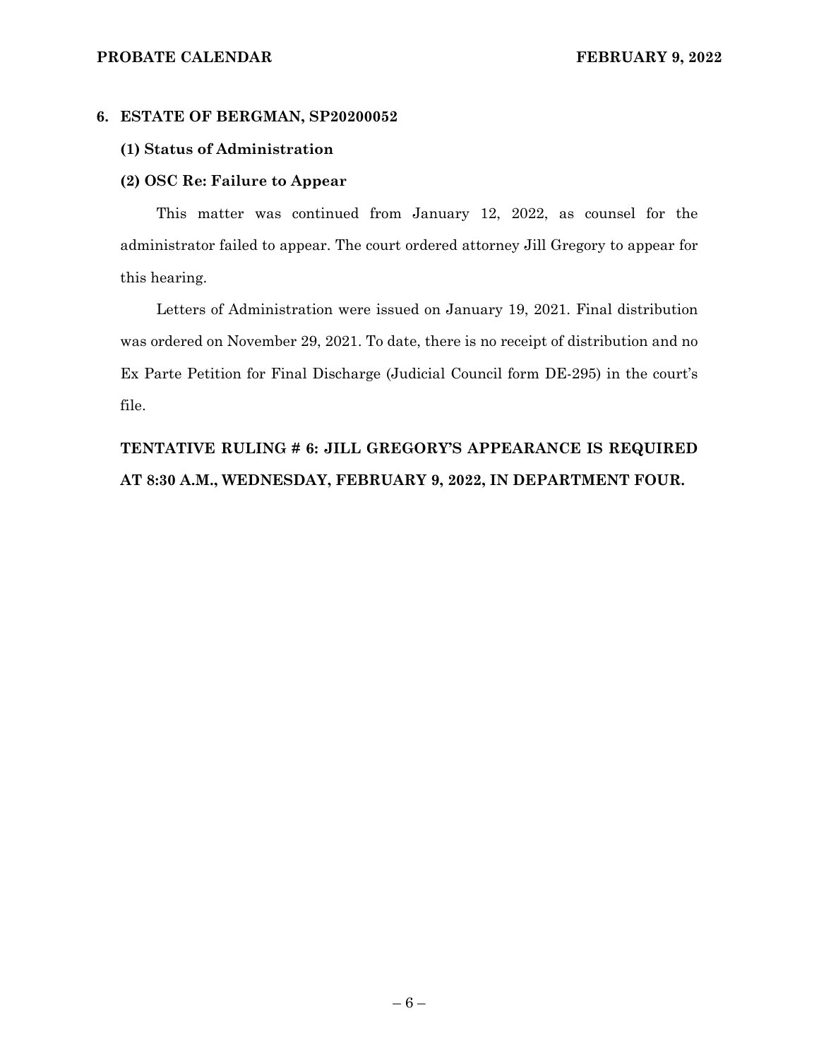## 6. ESTATE OF BERGMAN, SP20200052

### (1) Status of Administration

### (2) OSC Re: Failure to Appear

This matter was continued from January 12, 2022, as counsel for the administrator failed to appear. The court ordered attorney Jill Gregory to appear for this hearing.

Letters of Administration were issued on January 19, 2021. Final distribution was ordered on November 29, 2021. To date, there is no receipt of distribution and no Ex Parte Petition for Final Discharge (Judicial Council form DE-295) in the court's file.

**TENTATIVE RULING # 6: JILL GREGORY'S APPEARANCE IS REQUIRED AT 8:30 A.M., WEDNESDAY, FEBRUARY 9, 2022, IN DEPARTMENT FOUR.**